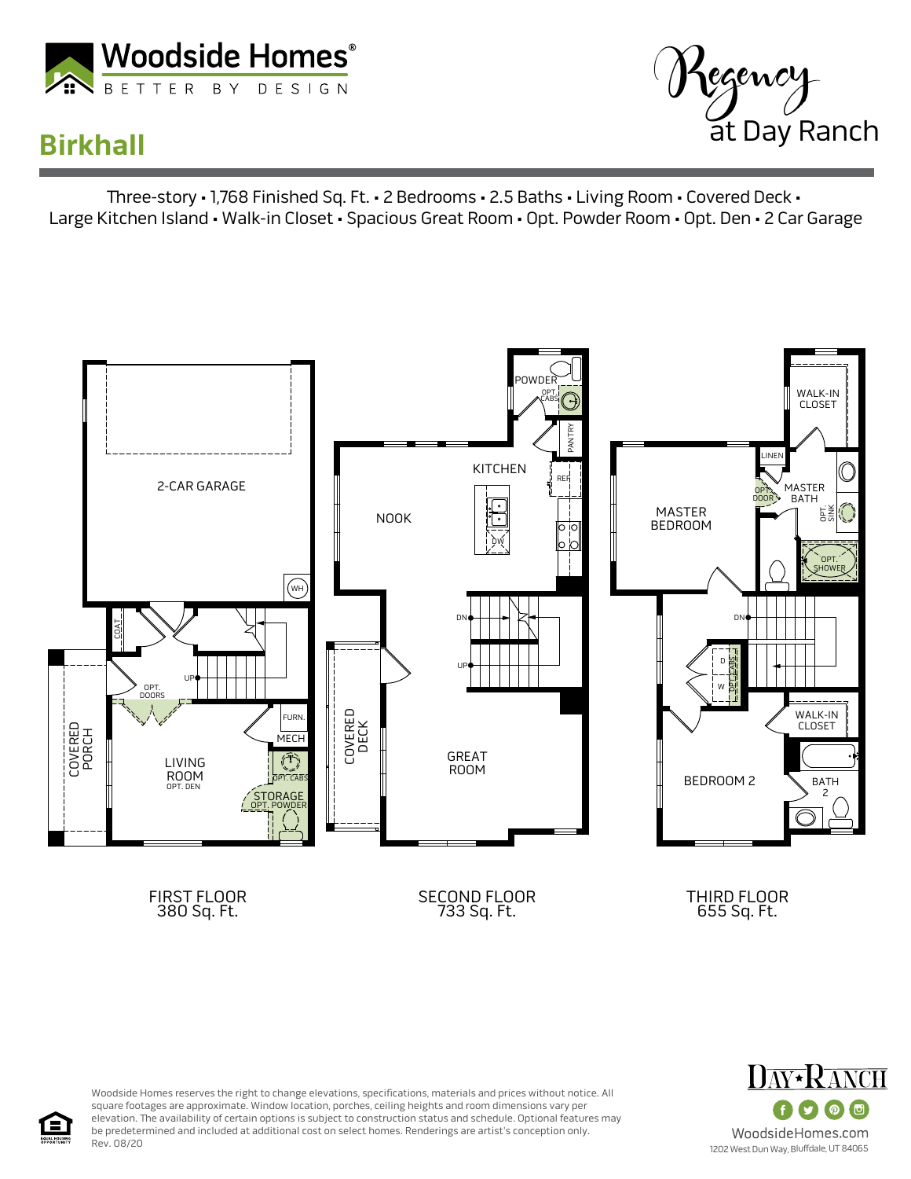Woodside Homes®

BETTER BY DESIGN

Regency at Day Ranch

# Birkhall

Three-story • 1,768 Finished Sq. Ft. • 2 Bedrooms • 2.5 Baths • Living Room • Covered Deck •
Large Kitchen Island • Walk-in Closet • Spacious Great Room • Opt. Powder Room • Opt. Den • 2 Car Garage

2-CAR GARAGE

WH

COAT

UP

OPT. DOORS

COVERED PORCH

LIVING ROOM
OPT. DEN

FURN.

MECH

OPT. CABS

STORAGE
OPT. POWDER

POWDER

OPT. CABS

PANTRY

KITCHEN

REF

NOOK

DW

DN

UP

COVERED DECK

GREAT ROOM

WALK-IN CLOSET

LINEN

MASTER BEDROOM

OPT. DOOR

MASTER BATH

OPT. SINK

OPT. SHOWER

DN

D

W

OPT. CABS

WALK-IN CLOSET

BEDROOM 2

BATH 2

FIRST FLOOR
380 Sq. Ft.

SECOND FLOOR
733 Sq. Ft.

THIRD FLOOR
655 Sq. Ft.

Woodside Homes reserves the right to change elevations, specifications, materials and prices without notice. All square footages are approximate. Window location, porches, ceiling heights and room dimensions vary per elevation. The availability of certain options is subject to construction status and schedule. Optional features may be predetermined and included at additional cost on select homes. Renderings are artist's conception only.
Rev. 08/20

DAY★RANCH

WoodsideHomes.com
1202 West Dun Way, Bluffdale, UT 84065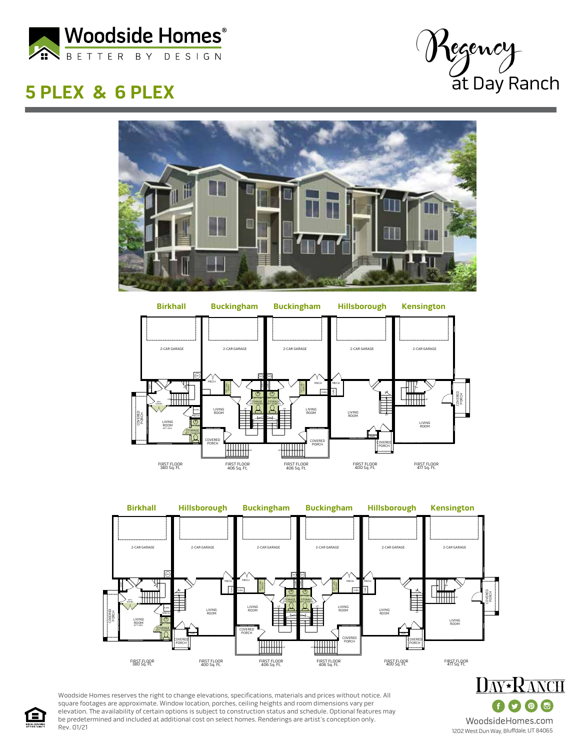Woodside Homes®
BETTER BY DESIGN

Regency at Day Ranch

# 5 PLEX & 6 PLEX

Birkhall | Buckingham | Buckingham | Hillsborough | Kensington

FIRST FLOOR 380 Sq. Ft.
FIRST FLOOR 406 Sq. Ft.
FIRST FLOOR 406 Sq. Ft.
FIRST FLOOR 400 Sq. Ft.
FIRST FLOOR 417 Sq. Ft.

Birkhall | Hillsborough | Buckingham | Buckingham | Hillsborough | Kensington

FIRST FLOOR 380 Sq. Ft.
FIRST FLOOR 400 Sq. Ft.
FIRST FLOOR 406 Sq. Ft.
FIRST FLOOR 406 Sq. Ft.
FIRST FLOOR 400 Sq. Ft.
FIRST FLOOR 417 Sq. Ft.

Woodside Homes reserves the right to change elevations, specifications, materials and prices without notice. All square footages are approximate. Window location, porches, ceiling heights and room dimensions vary per elevation. The availability of certain options is subject to construction status and schedule. Optional features may be predetermined and included at additional cost on select homes. Renderings are artist's conception only.
Rev. 01/21

DAY★RANCH

WoodsideHomes.com
1202 West Dun Way, Bluffdale, UT 84065